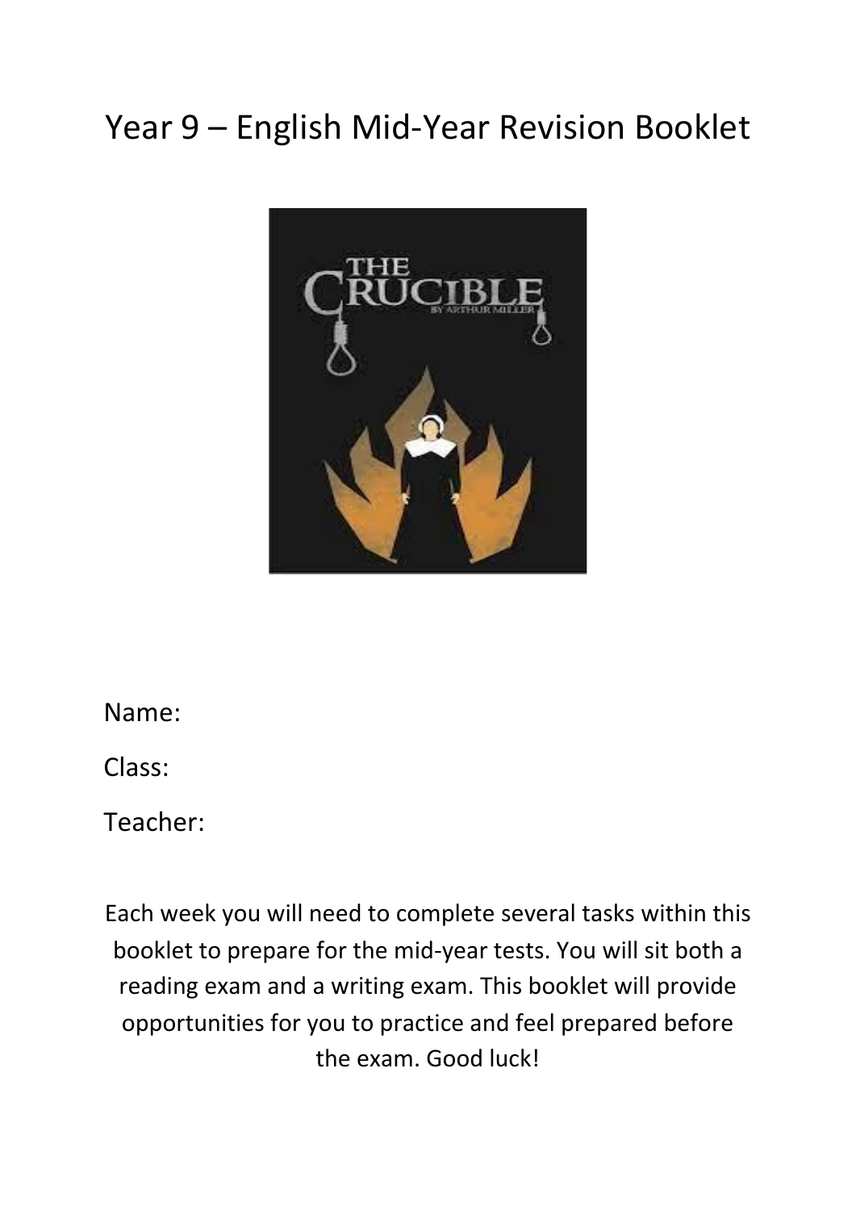# Year 9 – English Mid-Year Revision Booklet

Name:

Class:

Teacher:

Each week you will need to complete several tasks within this booklet to prepare for the mid-year tests. You will sit both a reading exam and a writing exam. This booklet will provide opportunities for you to practice and feel prepared before the exam. Good luck!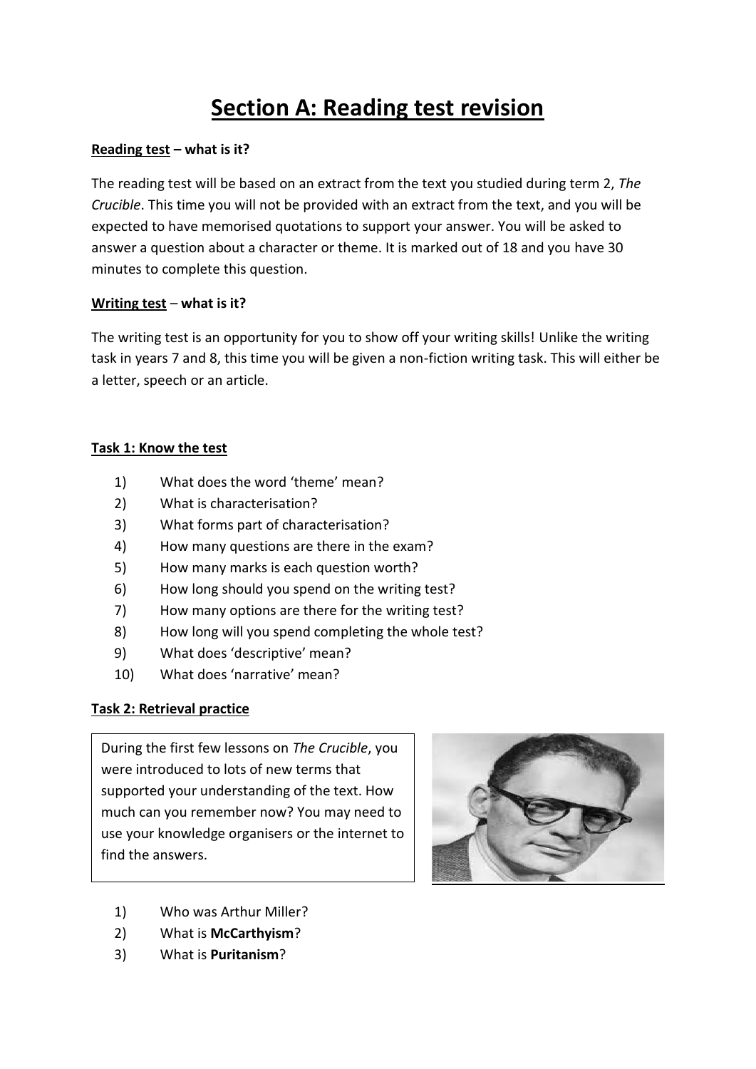# Section A: Reading test revision

**Reading test – what is it?**

The reading test will be based on an extract from the text you studied during term 2, *The Crucible*. This time you will not be provided with an extract from the text, and you will be expected to have memorised quotations to support your answer. You will be asked to answer a question about a character or theme. It is marked out of 18 and you have 30 minutes to complete this question.

**Writing test – what is it?**

The writing test is an opportunity for you to show off your writing skills! Unlike the writing task in years 7 and 8, this time you will be given a non-fiction writing task. This will either be a letter, speech or an article.

**Task 1: Know the test**

1) What does the word 'theme' mean?
2) What is characterisation?
3) What forms part of characterisation?
4) How many questions are there in the exam?
5) How many marks is each question worth?
6) How long should you spend on the writing test?
7) How many options are there for the writing test?
8) How long will you spend completing the whole test?
9) What does 'descriptive' mean?
10) What does 'narrative' mean?

**Task 2: Retrieval practice**

During the first few lessons on *The Crucible*, you were introduced to lots of new terms that supported your understanding of the text. How much can you remember now? You may need to use your knowledge organisers or the internet to find the answers.

1) Who was Arthur Miller?
2) What is **McCarthyism**?
3) What is **Puritanism**?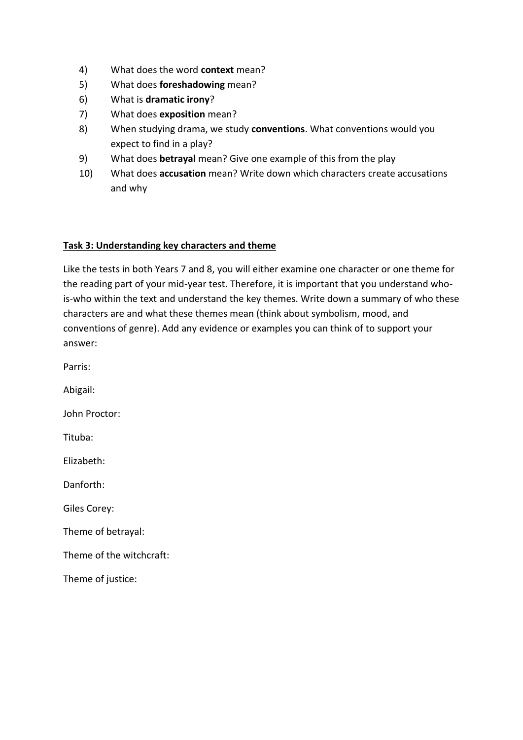4) What does the word **context** mean?
5) What does **foreshadowing** mean?
6) What is **dramatic irony**?
7) What does **exposition** mean?
8) When studying drama, we study **conventions**. What conventions would you expect to find in a play?
9) What does **betrayal** mean? Give one example of this from the play
10) What does **accusation** mean? Write down which characters create accusations and why

**<u>Task 3: Understanding key characters and theme</u>**

Like the tests in both Years 7 and 8, you will either examine one character or one theme for the reading part of your mid-year test. Therefore, it is important that you understand who-is-who within the text and understand the key themes. Write down a summary of who these characters are and what these themes mean (think about symbolism, mood, and conventions of genre). Add any evidence or examples you can think of to support your answer:

Parris:

Abigail:

John Proctor:

Tituba:

Elizabeth:

Danforth:

Giles Corey:

Theme of betrayal:

Theme of the witchcraft:

Theme of justice: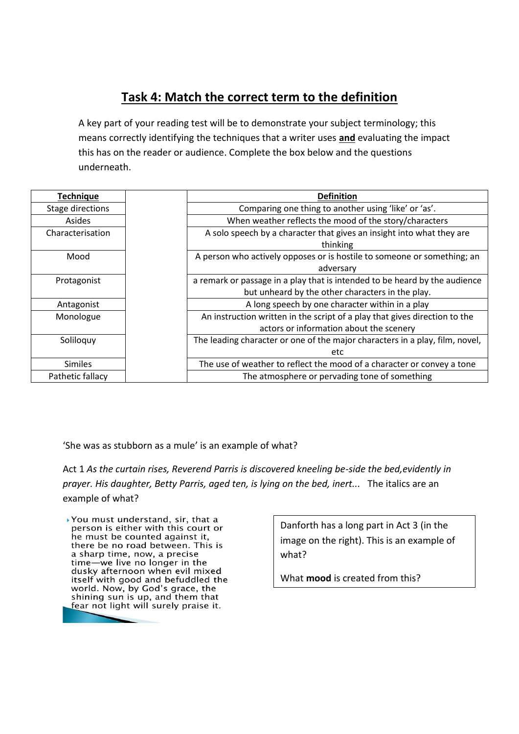## Task 4: Match the correct term to the definition

A key part of your reading test will be to demonstrate your subject terminology; this means correctly identifying the techniques that a writer uses **and** evaluating the impact this has on the reader or audience. Complete the box below and the questions underneath.

| Technique | | Definition |
|---|---|---|
| Stage directions | | Comparing one thing to another using 'like' or 'as'. |
| Asides | | When weather reflects the mood of the story/characters |
| Characterisation | | A solo speech by a character that gives an insight into what they are thinking |
| Mood | | A person who actively opposes or is hostile to someone or something; an adversary |
| Protagonist | | a remark or passage in a play that is intended to be heard by the audience but unheard by the other characters in the play. |
| Antagonist | | A long speech by one character within in a play |
| Monologue | | An instruction written in the script of a play that gives direction to the actors or information about the scenery |
| Soliloquy | | The leading character or one of the major characters in a play, film, novel, etc |
| Similes | | The use of weather to reflect the mood of a character or convey a tone |
| Pathetic fallacy | | The atmosphere or pervading tone of something |

'She was as stubborn as a mule' is an example of what?

Act 1 *As the curtain rises, Reverend Parris is discovered kneeling be-side the bed,evidently in prayer. His daughter, Betty Parris, aged ten, is lying on the bed, inert...* The italics are an example of what?

You must understand, sir, that a person is either with this court or he must be counted against it, there be no road between. This is a sharp time, now, a precise time—we live no longer in the dusky afternoon when evil mixed itself with good and befuddled the world. Now, by God's grace, the shining sun is up, and them that fear not light will surely praise it.

Danforth has a long part in Act 3 (in the image on the right). This is an example of what?

What **mood** is created from this?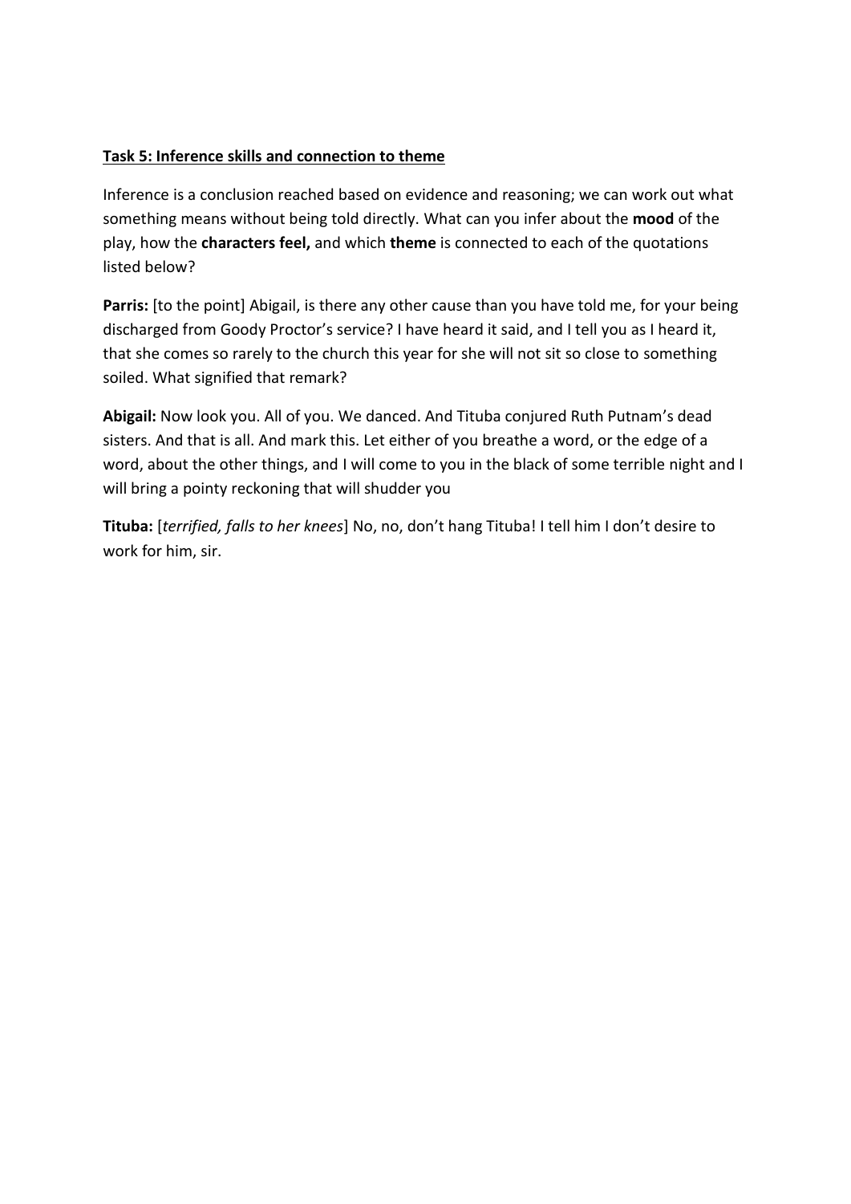**<u>Task 5: Inference skills and connection to theme</u>**

Inference is a conclusion reached based on evidence and reasoning; we can work out what something means without being told directly. What can you infer about the **mood** of the play, how the **characters feel,** and which **theme** is connected to each of the quotations listed below?

**Parris:** [to the point] Abigail, is there any other cause than you have told me, for your being discharged from Goody Proctor's service? I have heard it said, and I tell you as I heard it, that she comes so rarely to the church this year for she will not sit so close to something soiled. What signified that remark?

**Abigail:** Now look you. All of you. We danced. And Tituba conjured Ruth Putnam's dead sisters. And that is all. And mark this. Let either of you breathe a word, or the edge of a word, about the other things, and I will come to you in the black of some terrible night and I will bring a pointy reckoning that will shudder you

**Tituba:** [*terrified, falls to her knees*] No, no, don't hang Tituba! I tell him I don't desire to work for him, sir.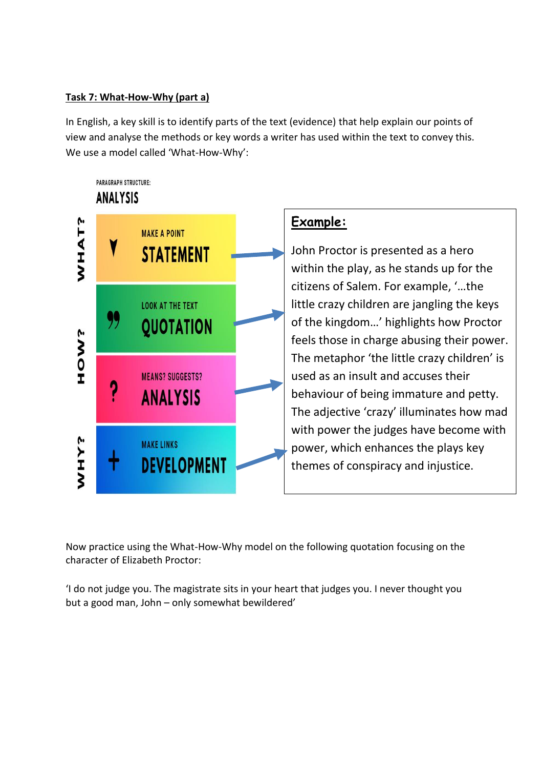**Task 7: What-How-Why (part a)**

In English, a key skill is to identify parts of the text (evidence) that help explain our points of view and analyse the methods or key words a writer has used within the text to convey this. We use a model called 'What-How-Why':

PARAGRAPH STRUCTURE:

ANALYSIS

| | | |
|---|---|---|
| WHAT? | MAKE A POINT | STATEMENT |
| HOW? | LOOK AT THE TEXT | QUOTATION |
| | MEANS? SUGGESTS? | ANALYSIS |
| WHY? | MAKE LINKS | DEVELOPMENT |

**Example:**

John Proctor is presented as a hero within the play, as he stands up for the citizens of Salem. For example, '…the little crazy children are jangling the keys of the kingdom…' highlights how Proctor feels those in charge abusing their power. The metaphor 'the little crazy children' is used as an insult and accuses their behaviour of being immature and petty. The adjective 'crazy' illuminates how mad with power the judges have become with power, which enhances the plays key themes of conspiracy and injustice.

Now practice using the What-How-Why model on the following quotation focusing on the character of Elizabeth Proctor:

'I do not judge you. The magistrate sits in your heart that judges you. I never thought you but a good man, John – only somewhat bewildered'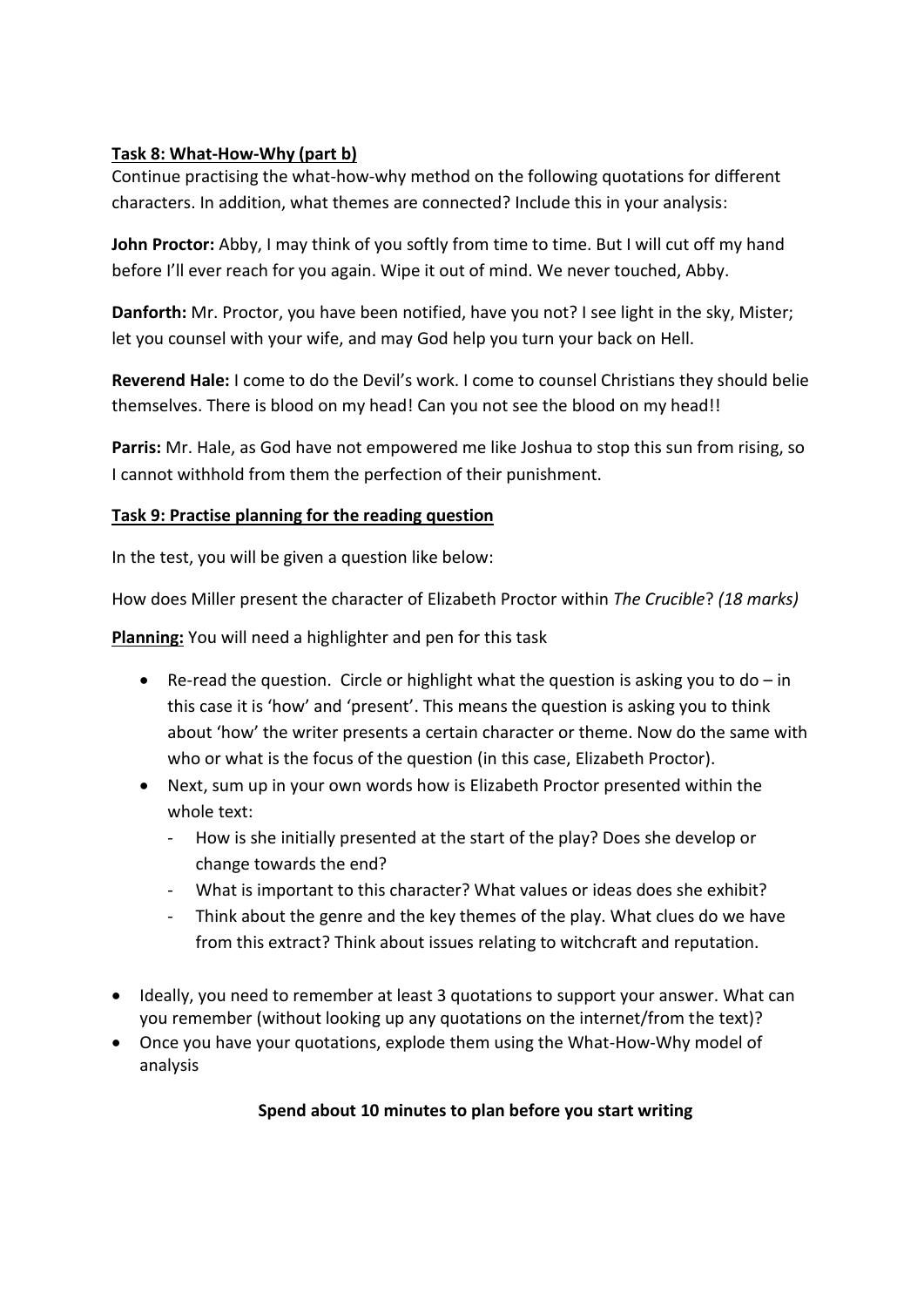**Task 8: What-How-Why (part b)**

Continue practising the what-how-why method on the following quotations for different characters. In addition, what themes are connected? Include this in your analysis:

**John Proctor:** Abby, I may think of you softly from time to time. But I will cut off my hand before I'll ever reach for you again. Wipe it out of mind. We never touched, Abby.

**Danforth:** Mr. Proctor, you have been notified, have you not? I see light in the sky, Mister; let you counsel with your wife, and may God help you turn your back on Hell.

**Reverend Hale:** I come to do the Devil's work. I come to counsel Christians they should belie themselves. There is blood on my head! Can you not see the blood on my head!!

**Parris:** Mr. Hale, as God have not empowered me like Joshua to stop this sun from rising, so I cannot withhold from them the perfection of their punishment.

**Task 9: Practise planning for the reading question**

In the test, you will be given a question like below:

How does Miller present the character of Elizabeth Proctor within *The Crucible*? *(18 marks)*

**Planning:** You will need a highlighter and pen for this task

- Re-read the question. Circle or highlight what the question is asking you to do – in this case it is 'how' and 'present'. This means the question is asking you to think about 'how' the writer presents a certain character or theme. Now do the same with who or what is the focus of the question (in this case, Elizabeth Proctor).
- Next, sum up in your own words how is Elizabeth Proctor presented within the whole text:
  - How is she initially presented at the start of the play? Does she develop or change towards the end?
  - What is important to this character? What values or ideas does she exhibit?
  - Think about the genre and the key themes of the play. What clues do we have from this extract? Think about issues relating to witchcraft and reputation.

- Ideally, you need to remember at least 3 quotations to support your answer. What can you remember (without looking up any quotations on the internet/from the text)?
- Once you have your quotations, explode them using the What-How-Why model of analysis

**Spend about 10 minutes to plan before you start writing**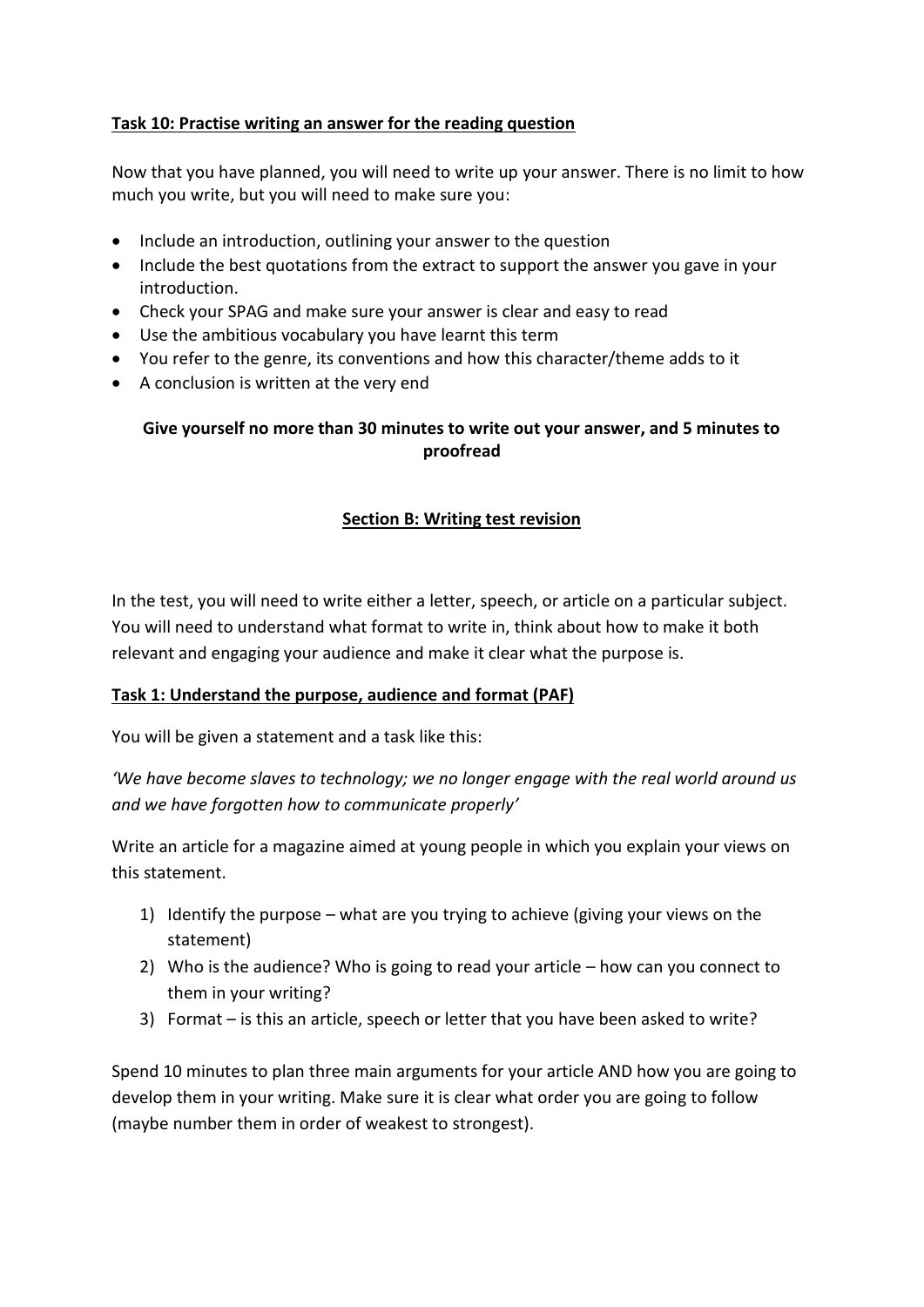**Task 10: Practise writing an answer for the reading question**

Now that you have planned, you will need to write up your answer. There is no limit to how much you write, but you will need to make sure you:

- Include an introduction, outlining your answer to the question
- Include the best quotations from the extract to support the answer you gave in your introduction.
- Check your SPAG and make sure your answer is clear and easy to read
- Use the ambitious vocabulary you have learnt this term
- You refer to the genre, its conventions and how this character/theme adds to it
- A conclusion is written at the very end

**Give yourself no more than 30 minutes to write out your answer, and 5 minutes to proofread**

## **Section B: Writing test revision**

In the test, you will need to write either a letter, speech, or article on a particular subject. You will need to understand what format to write in, think about how to make it both relevant and engaging your audience and make it clear what the purpose is.

**Task 1: Understand the purpose, audience and format (PAF)**

You will be given a statement and a task like this:

*'We have become slaves to technology; we no longer engage with the real world around us and we have forgotten how to communicate properly'*

Write an article for a magazine aimed at young people in which you explain your views on this statement.

1) Identify the purpose – what are you trying to achieve (giving your views on the statement)
2) Who is the audience? Who is going to read your article – how can you connect to them in your writing?
3) Format – is this an article, speech or letter that you have been asked to write?

Spend 10 minutes to plan three main arguments for your article AND how you are going to develop them in your writing. Make sure it is clear what order you are going to follow (maybe number them in order of weakest to strongest).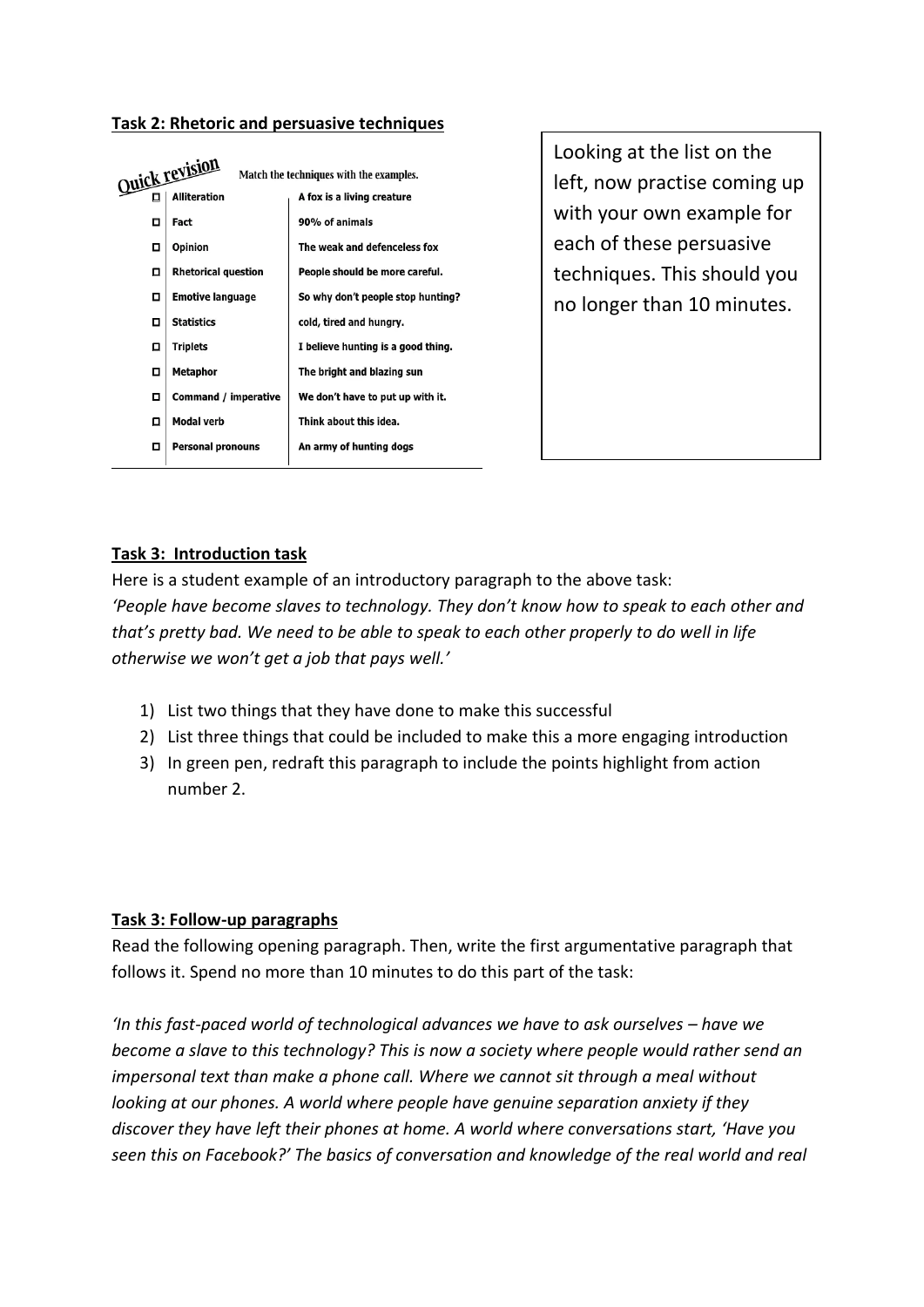**Task 2: Rhetoric and persuasive techniques**

**Quick revision** — Match the techniques with the examples.

| | Technique | Example |
|---|---|---|
| ☐ | Alliteration | A fox is a living creature |
| ☐ | Fact | 90% of animals |
| ☐ | Opinion | The weak and defenceless fox |
| ☐ | Rhetorical question | People should be more careful. |
| ☐ | Emotive language | So why don't people stop hunting? |
| ☐ | Statistics | cold, tired and hungry. |
| ☐ | Triplets | I believe hunting is a good thing. |
| ☐ | Metaphor | The bright and blazing sun |
| ☐ | Command / imperative | We don't have to put up with it. |
| ☐ | Modal verb | Think about this idea. |
| ☐ | Personal pronouns | An army of hunting dogs |

Looking at the list on the left, now practise coming up with your own example for each of these persuasive techniques. This should you no longer than 10 minutes.

**Task 3: Introduction task**

Here is a student example of an introductory paragraph to the above task:

*'People have become slaves to technology. They don't know how to speak to each other and that's pretty bad. We need to be able to speak to each other properly to do well in life otherwise we won't get a job that pays well.'*

1) List two things that they have done to make this successful
2) List three things that could be included to make this a more engaging introduction
3) In green pen, redraft this paragraph to include the points highlight from action number 2.

**Task 3: Follow-up paragraphs**

Read the following opening paragraph. Then, write the first argumentative paragraph that follows it. Spend no more than 10 minutes to do this part of the task:

*'In this fast-paced world of technological advances we have to ask ourselves – have we become a slave to this technology? This is now a society where people would rather send an impersonal text than make a phone call. Where we cannot sit through a meal without looking at our phones. A world where people have genuine separation anxiety if they discover they have left their phones at home. A world where conversations start, 'Have you seen this on Facebook?' The basics of conversation and knowledge of the real world and real*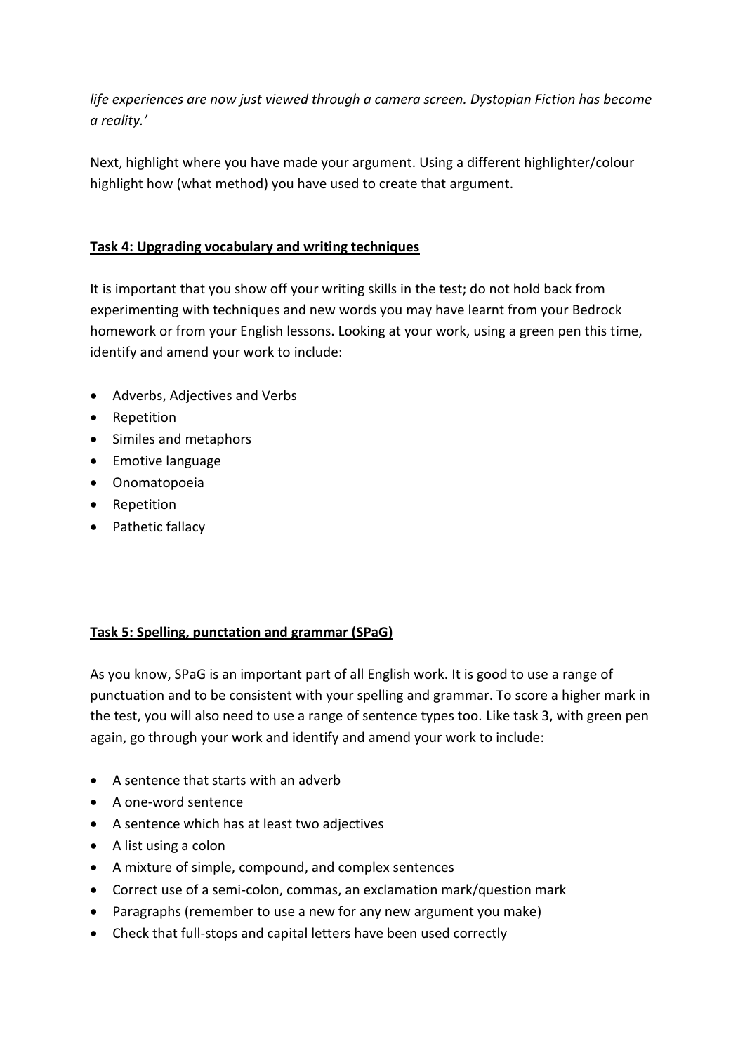*life experiences are now just viewed through a camera screen. Dystopian Fiction has become a reality.'*

Next, highlight where you have made your argument. Using a different highlighter/colour highlight how (what method) you have used to create that argument.

**Task 4: Upgrading vocabulary and writing techniques**

It is important that you show off your writing skills in the test; do not hold back from experimenting with techniques and new words you may have learnt from your Bedrock homework or from your English lessons. Looking at your work, using a green pen this time, identify and amend your work to include:

- Adverbs, Adjectives and Verbs
- Repetition
- Similes and metaphors
- Emotive language
- Onomatopoeia
- Repetition
- Pathetic fallacy

**Task 5: Spelling, punctation and grammar (SPaG)**

As you know, SPaG is an important part of all English work. It is good to use a range of punctuation and to be consistent with your spelling and grammar. To score a higher mark in the test, you will also need to use a range of sentence types too. Like task 3, with green pen again, go through your work and identify and amend your work to include:

- A sentence that starts with an adverb
- A one-word sentence
- A sentence which has at least two adjectives
- A list using a colon
- A mixture of simple, compound, and complex sentences
- Correct use of a semi-colon, commas, an exclamation mark/question mark
- Paragraphs (remember to use a new for any new argument you make)
- Check that full-stops and capital letters have been used correctly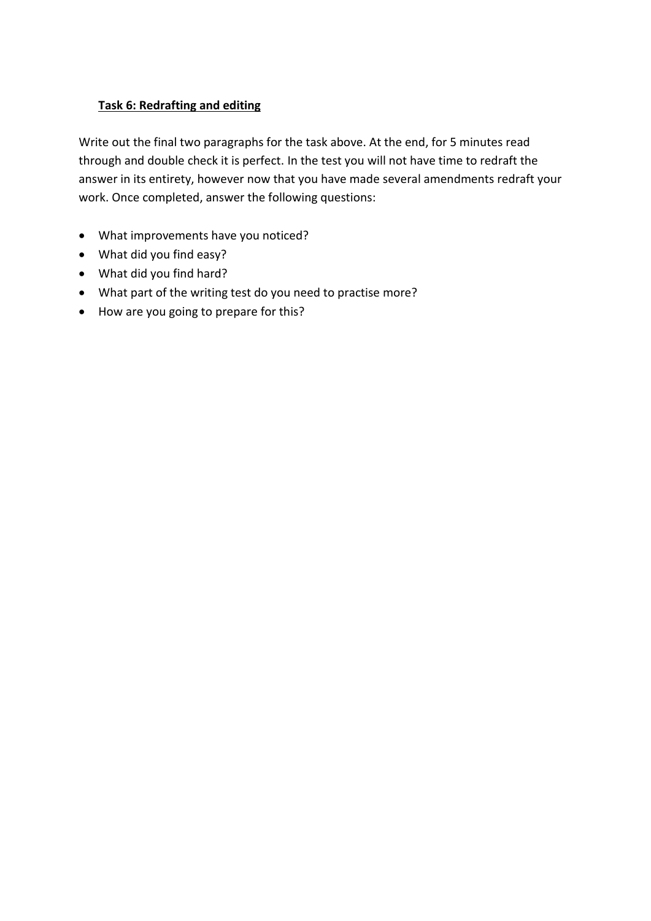## **Task 6: Redrafting and editing**

Write out the final two paragraphs for the task above. At the end, for 5 minutes read through and double check it is perfect. In the test you will not have time to redraft the answer in its entirety, however now that you have made several amendments redraft your work. Once completed, answer the following questions:

- What improvements have you noticed?
- What did you find easy?
- What did you find hard?
- What part of the writing test do you need to practise more?
- How are you going to prepare for this?